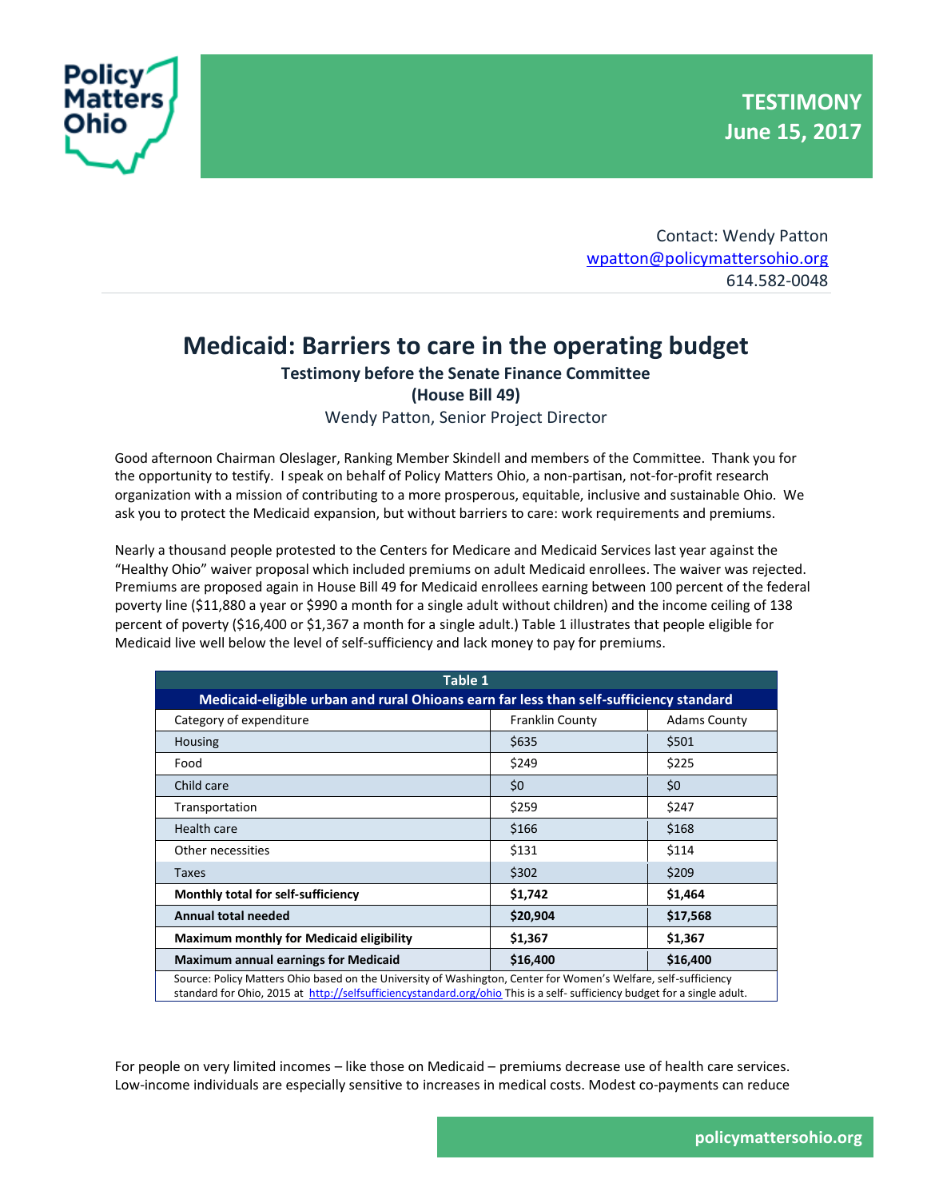**TESTIMONY**
**June 15, 2017**

Contact: Wendy Patton
wpatton@policymattersohio.org
614.582-0048

# Medicaid: Barriers to care in the operating budget

**Testimony before the Senate Finance Committee**
**(House Bill 49)**
Wendy Patton, Senior Project Director

Good afternoon Chairman Oleslager, Ranking Member Skindell and members of the Committee. Thank you for the opportunity to testify. I speak on behalf of Policy Matters Ohio, a non-partisan, not-for-profit research organization with a mission of contributing to a more prosperous, equitable, inclusive and sustainable Ohio. We ask you to protect the Medicaid expansion, but without barriers to care: work requirements and premiums.

Nearly a thousand people protested to the Centers for Medicare and Medicaid Services last year against the "Healthy Ohio" waiver proposal which included premiums on adult Medicaid enrollees. The waiver was rejected. Premiums are proposed again in House Bill 49 for Medicaid enrollees earning between 100 percent of the federal poverty line ($11,880 a year or $990 a month for a single adult without children) and the income ceiling of 138 percent of poverty ($16,400 or $1,367 a month for a single adult.) Table 1 illustrates that people eligible for Medicaid live well below the level of self-sufficiency and lack money to pay for premiums.

| Table 1 | | |
|---|---|---|
| **Medicaid-eligible urban and rural Ohioans earn far less than self-sufficiency standard** | | |
| Category of expenditure | Franklin County | Adams County |
| Housing | $635 | $501 |
| Food | $249 | $225 |
| Child care | $0 | $0 |
| Transportation | $259 | $247 |
| Health care | $166 | $168 |
| Other necessities | $131 | $114 |
| Taxes | $302 | $209 |
| **Monthly total for self-sufficiency** | **$1,742** | **$1,464** |
| **Annual total needed** | **$20,904** | **$17,568** |
| **Maximum monthly for Medicaid eligibility** | **$1,367** | **$1,367** |
| **Maximum annual earnings for Medicaid** | **$16,400** | **$16,400** |

Source: Policy Matters Ohio based on the University of Washington, Center for Women's Welfare, self-sufficiency standard for Ohio, 2015 at http://selfsufficiencystandard.org/ohio This is a self- sufficiency budget for a single adult.

For people on very limited incomes – like those on Medicaid – premiums decrease use of health care services. Low-income individuals are especially sensitive to increases in medical costs. Modest co-payments can reduce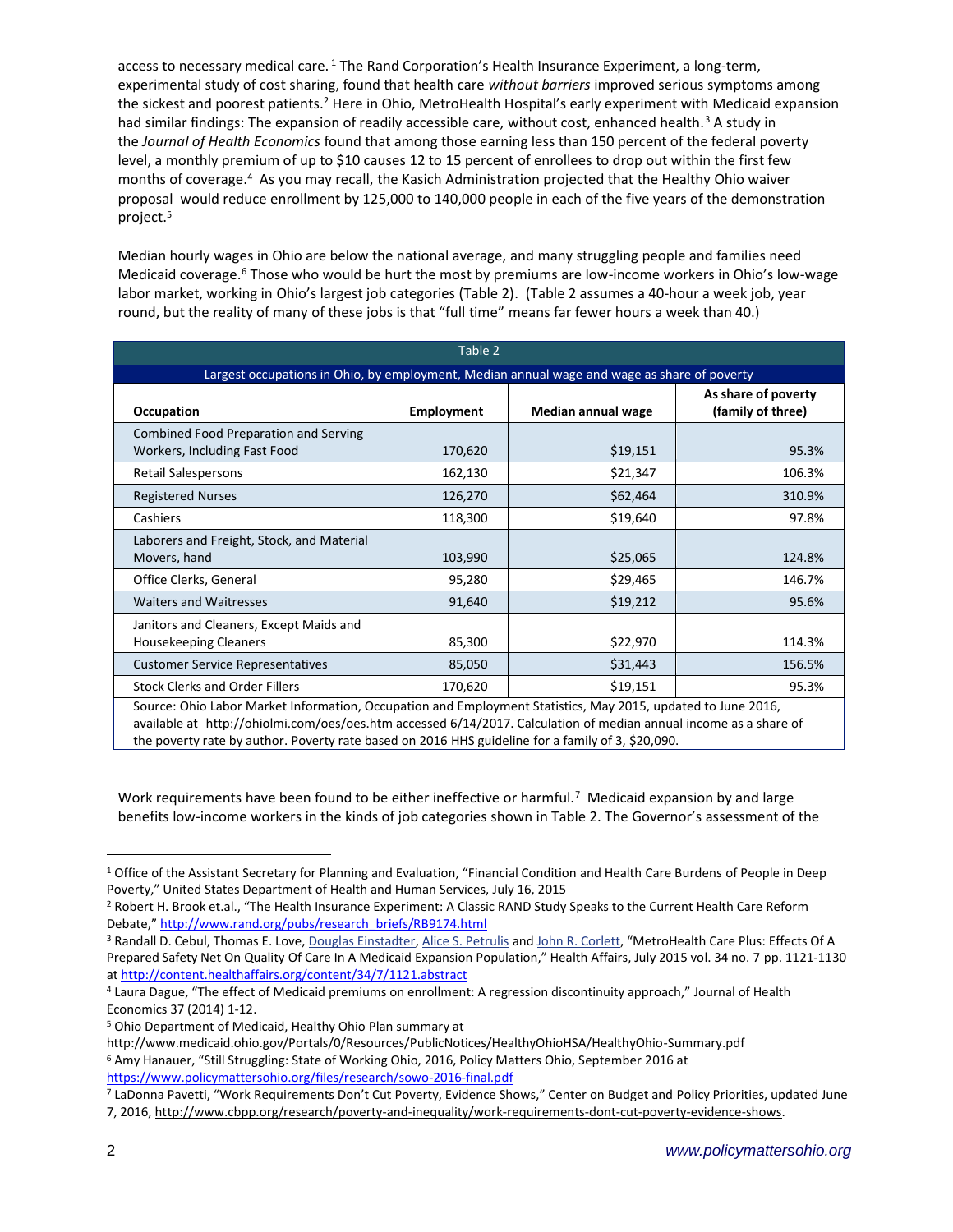access to necessary medical care.[1] The Rand Corporation's Health Insurance Experiment, a long-term, experimental study of cost sharing, found that health care *without barriers* improved serious symptoms among the sickest and poorest patients.[2] Here in Ohio, MetroHealth Hospital's early experiment with Medicaid expansion had similar findings: The expansion of readily accessible care, without cost, enhanced health.[3] A study in the *Journal of Health Economics* found that among those earning less than 150 percent of the federal poverty level, a monthly premium of up to $10 causes 12 to 15 percent of enrollees to drop out within the first few months of coverage.[4] As you may recall, the Kasich Administration projected that the Healthy Ohio waiver proposal would reduce enrollment by 125,000 to 140,000 people in each of the five years of the demonstration project.[5]

Median hourly wages in Ohio are below the national average, and many struggling people and families need Medicaid coverage.[6] Those who would be hurt the most by premiums are low-income workers in Ohio's low-wage labor market, working in Ohio's largest job categories (Table 2). (Table 2 assumes a 40-hour a week job, year round, but the reality of many of these jobs is that "full time" means far fewer hours a week than 40.)

**Table 2**

**Largest occupations in Ohio, by employment, Median annual wage and wage as share of poverty**

| Occupation | Employment | Median annual wage | As share of poverty (family of three) |
|---|---|---|---|
| Combined Food Preparation and Serving Workers, Including Fast Food | 170,620 | $19,151 | 95.3% |
| Retail Salespersons | 162,130 | $21,347 | 106.3% |
| Registered Nurses | 126,270 | $62,464 | 310.9% |
| Cashiers | 118,300 | $19,640 | 97.8% |
| Laborers and Freight, Stock, and Material Movers, hand | 103,990 | $25,065 | 124.8% |
| Office Clerks, General | 95,280 | $29,465 | 146.7% |
| Waiters and Waitresses | 91,640 | $19,212 | 95.6% |
| Janitors and Cleaners, Except Maids and Housekeeping Cleaners | 85,300 | $22,970 | 114.3% |
| Customer Service Representatives | 85,050 | $31,443 | 156.5% |
| Stock Clerks and Order Fillers | 170,620 | $19,151 | 95.3% |

Source: Ohio Labor Market Information, Occupation and Employment Statistics, May 2015, updated to June 2016, available at http://ohiolmi.com/oes/oes.htm accessed 6/14/2017. Calculation of median annual income as a share of the poverty rate by author. Poverty rate based on 2016 HHS guideline for a family of 3, $20,090.

Work requirements have been found to be either ineffective or harmful.[7] Medicaid expansion by and large benefits low-income workers in the kinds of job categories shown in Table 2. The Governor's assessment of the

---

[1] Office of the Assistant Secretary for Planning and Evaluation, "Financial Condition and Health Care Burdens of People in Deep Poverty," United States Department of Health and Human Services, July 16, 2015

[2] Robert H. Brook et.al., "The Health Insurance Experiment: A Classic RAND Study Speaks to the Current Health Care Reform Debate," http://www.rand.org/pubs/research_briefs/RB9174.html

[3] Randall D. Cebul, Thomas E. Love, Douglas Einstadter, Alice S. Petrulis and John R. Corlett, "MetroHealth Care Plus: Effects Of A Prepared Safety Net On Quality Of Care In A Medicaid Expansion Population," Health Affairs, July 2015 vol. 34 no. 7 pp. 1121-1130 at http://content.healthaffairs.org/content/34/7/1121.abstract

[4] Laura Dague, "The effect of Medicaid premiums on enrollment: A regression discontinuity approach," Journal of Health Economics 37 (2014) 1-12.

[5] Ohio Department of Medicaid, Healthy Ohio Plan summary at http://www.medicaid.ohio.gov/Portals/0/Resources/PublicNotices/HealthyOhioHSA/HealthyOhio-Summary.pdf

[6] Amy Hanauer, "Still Struggling: State of Working Ohio, 2016, Policy Matters Ohio, September 2016 at https://www.policymattersohio.org/files/research/sowo-2016-final.pdf

[7] LaDonna Pavetti, "Work Requirements Don't Cut Poverty, Evidence Shows," Center on Budget and Policy Priorities, updated June 7, 2016, http://www.cbpp.org/research/poverty-and-inequality/work-requirements-dont-cut-poverty-evidence-shows.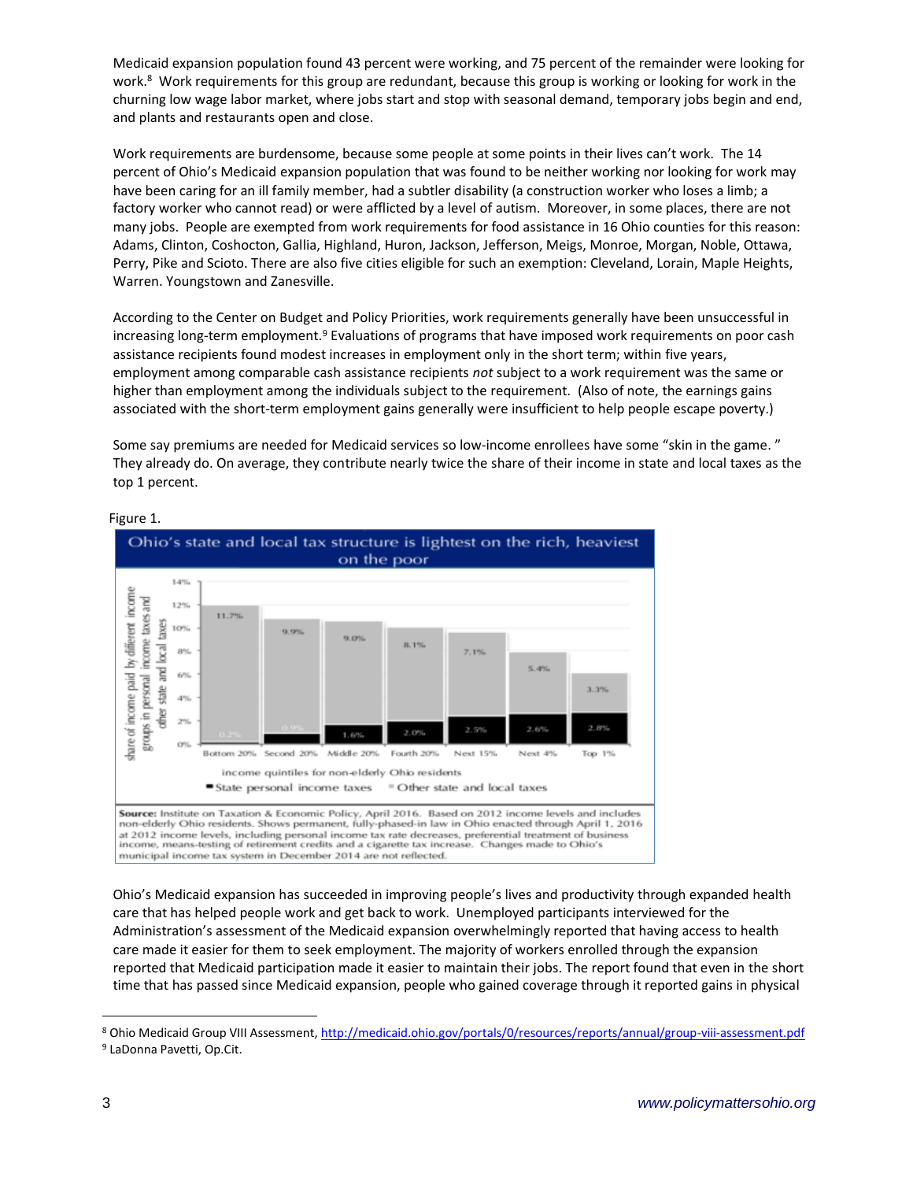Medicaid expansion population found 43 percent were working, and 75 percent of the remainder were looking for work.[8] Work requirements for this group are redundant, because this group is working or looking for work in the churning low wage labor market, where jobs start and stop with seasonal demand, temporary jobs begin and end, and plants and restaurants open and close.

Work requirements are burdensome, because some people at some points in their lives can't work. The 14 percent of Ohio's Medicaid expansion population that was found to be neither working nor looking for work may have been caring for an ill family member, had a subtler disability (a construction worker who loses a limb; a factory worker who cannot read) or were afflicted by a level of autism. Moreover, in some places, there are not many jobs. People are exempted from work requirements for food assistance in 16 Ohio counties for this reason: Adams, Clinton, Coshocton, Gallia, Highland, Huron, Jackson, Jefferson, Meigs, Monroe, Morgan, Noble, Ottawa, Perry, Pike and Scioto. There are also five cities eligible for such an exemption: Cleveland, Lorain, Maple Heights, Warren. Youngstown and Zanesville.

According to the Center on Budget and Policy Priorities, work requirements generally have been unsuccessful in increasing long-term employment.[9] Evaluations of programs that have imposed work requirements on poor cash assistance recipients found modest increases in employment only in the short term; within five years, employment among comparable cash assistance recipients *not* subject to a work requirement was the same or higher than employment among the individuals subject to the requirement. (Also of note, the earnings gains associated with the short-term employment gains generally were insufficient to help people escape poverty.)

Some say premiums are needed for Medicaid services so low-income enrollees have some "skin in the game." They already do. On average, they contribute nearly twice the share of their income in state and local taxes as the top 1 percent.

Figure 1.

**Ohio's state and local tax structure is lightest on the rich, heaviest on the poor**

Share of income paid by different income groups in personal income taxes and other state and local taxes, by income quintiles for non-elderly Ohio residents:

| Income group | State personal income taxes | Other state and local taxes |
|---|---|---|
| Bottom 20% | 0.2% | 11.7% |
| Second 20% | 0.9% | 9.9% |
| Middle 20% | 1.6% | 9.0% |
| Fourth 20% | 2.0% | 8.1% |
| Next 15% | 2.5% | 7.1% |
| Next 4% | 2.6% | 5.4% |
| Top 1% | 2.8% | 3.3% |

**Source:** Institute on Taxation & Economic Policy, April 2016. Based on 2012 income levels and includes non-elderly Ohio residents. Shows permanent, fully-phased-in law in Ohio enacted through April 1, 2016 at 2012 income levels, including personal income tax rate decreases, preferential treatment of business income, means-testing of retirement credits and a cigarette tax increase. Changes made to Ohio's municipal income tax system in December 2014 are not reflected.

Ohio's Medicaid expansion has succeeded in improving people's lives and productivity through expanded health care that has helped people work and get back to work. Unemployed participants interviewed for the Administration's assessment of the Medicaid expansion overwhelmingly reported that having access to health care made it easier for them to seek employment. The majority of workers enrolled through the expansion reported that Medicaid participation made it easier to maintain their jobs. The report found that even in the short time that has passed since Medicaid expansion, people who gained coverage through it reported gains in physical

---

[8] Ohio Medicaid Group VIII Assessment, http://medicaid.ohio.gov/portals/0/resources/reports/annual/group-viii-assessment.pdf

[9] LaDonna Pavetti, Op.Cit.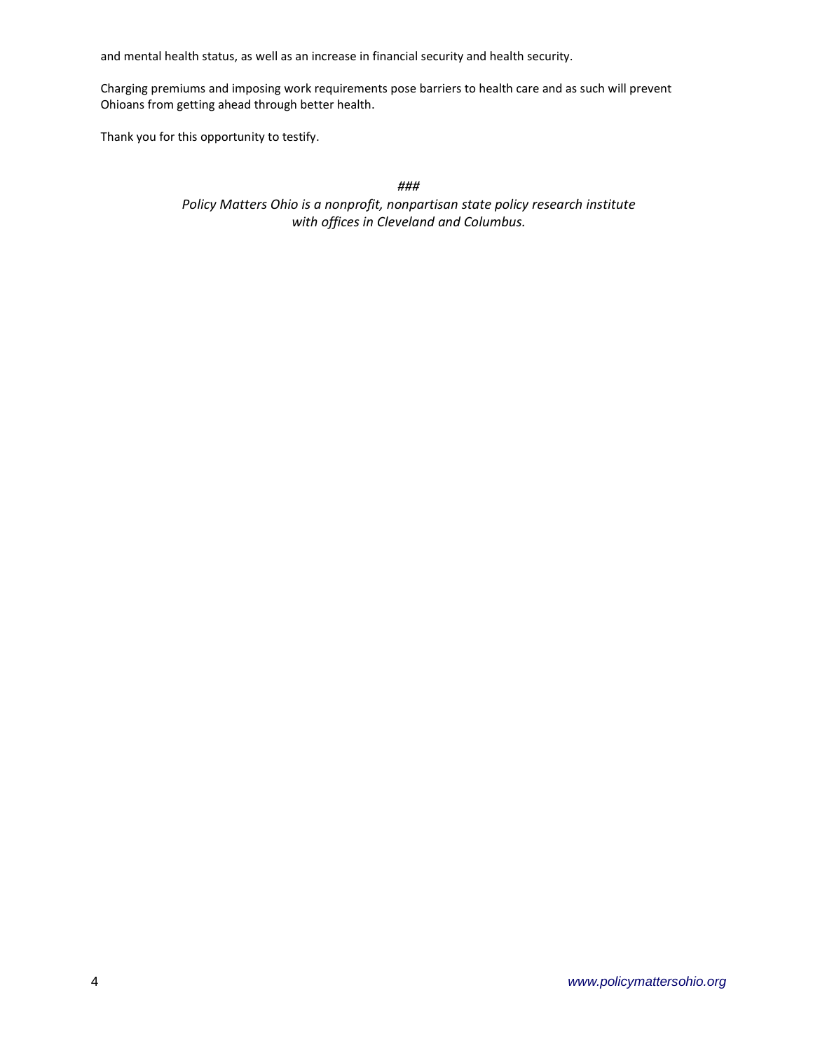and mental health status, as well as an increase in financial security and health security.

Charging premiums and imposing work requirements pose barriers to health care and as such will prevent Ohioans from getting ahead through better health.

Thank you for this opportunity to testify.

*###*

*Policy Matters Ohio is a nonprofit, nonpartisan state policy research institute with offices in Cleveland and Columbus.*